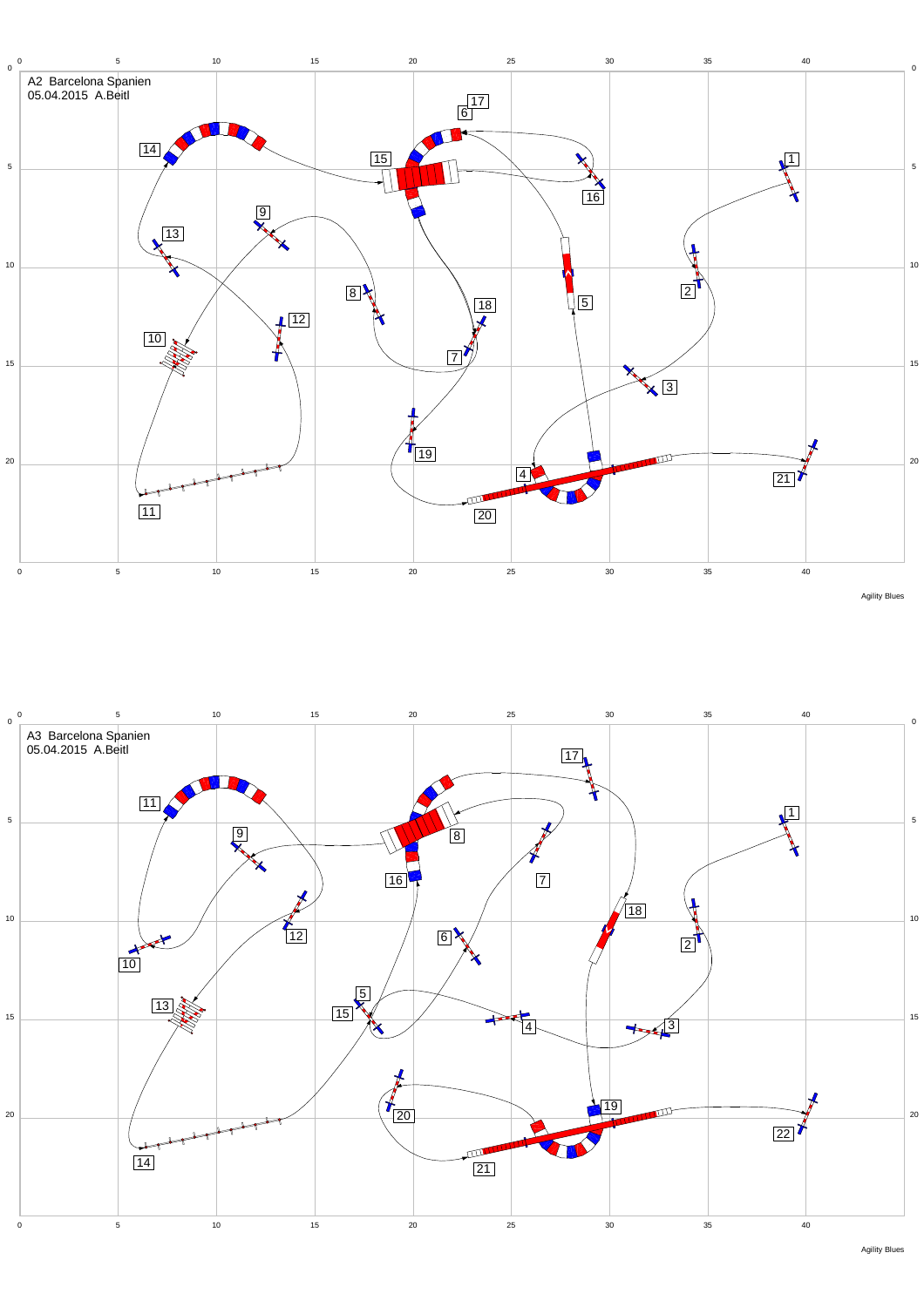A2 Barcelona Spanien
05.04.2015 A.Beitl

Agility Blues

A3 Barcelona Spanien
05.04.2015 A.Beitl

Agility Blues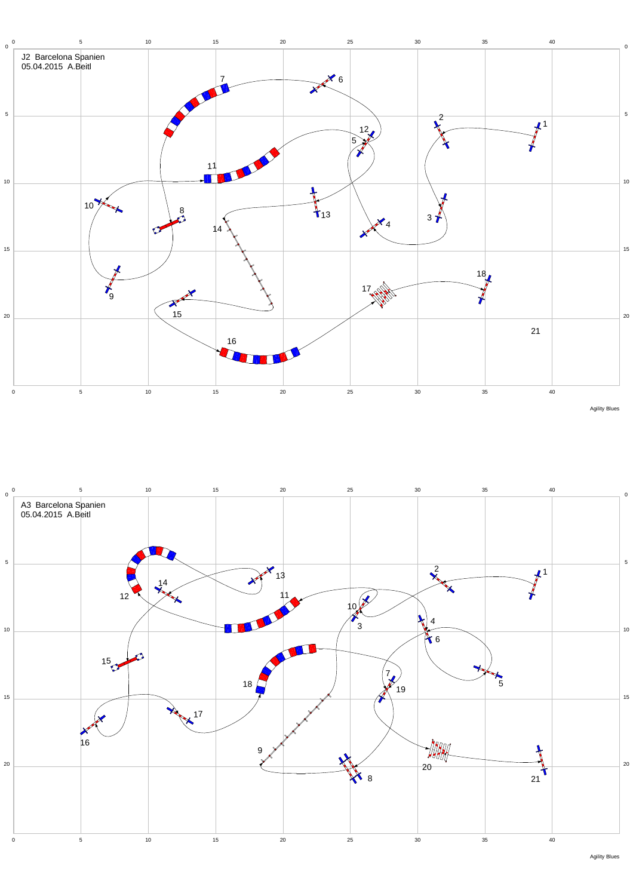J2 Barcelona Spanien
05.04.2015 A.Beitl

Agility Blues

A3 Barcelona Spanien
05.04.2015 A.Beitl

Agility Blues